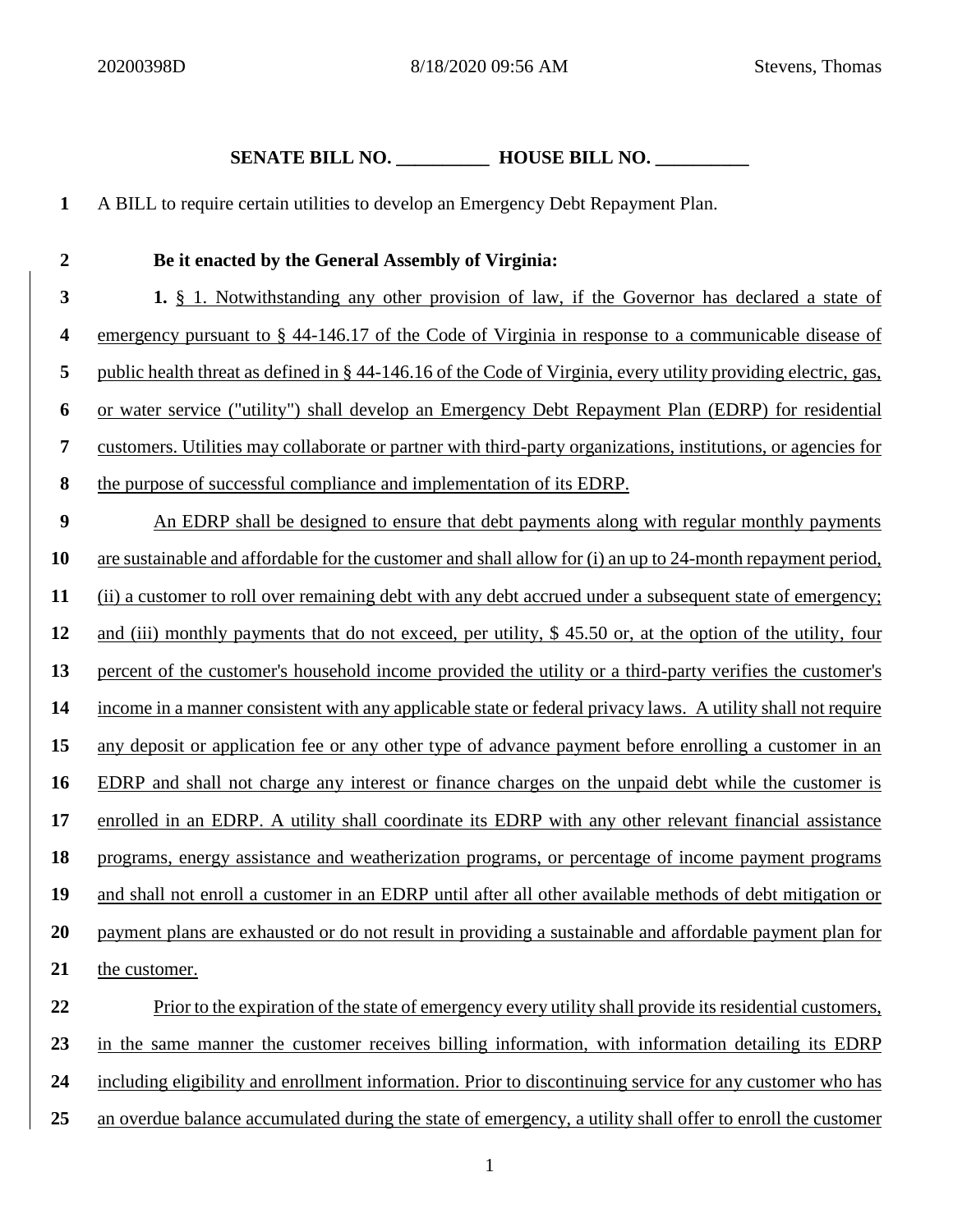**SENATE BILL NO. __________ HOUSE BILL NO. __________**

A BILL to require certain utilities to develop an Emergency Debt Repayment Plan.

**Be it enacted by the General Assembly of Virginia:**

**1.** § 1. Notwithstanding any other provision of law, if the Governor has declared a state of emergency pursuant to § 44-146.17 of the Code of Virginia in response to a communicable disease of public health threat as defined in § 44-146.16 of the Code of Virginia, every utility providing electric, gas, or water service ("utility") shall develop an Emergency Debt Repayment Plan (EDRP) for residential customers. Utilities may collaborate or partner with third-party organizations, institutions, or agencies for the purpose of successful compliance and implementation of its EDRP.

An EDRP shall be designed to ensure that debt payments along with regular monthly payments are sustainable and affordable for the customer and shall allow for (i) an up to 24-month repayment period, (ii) a customer to roll over remaining debt with any debt accrued under a subsequent state of emergency; and (iii) monthly payments that do not exceed, per utility, \$ 45.50 or, at the option of the utility, four percent of the customer's household income provided the utility or a third-party verifies the customer's income in a manner consistent with any applicable state or federal privacy laws. A utility shall not require any deposit or application fee or any other type of advance payment before enrolling a customer in an EDRP and shall not charge any interest or finance charges on the unpaid debt while the customer is enrolled in an EDRP. A utility shall coordinate its EDRP with any other relevant financial assistance programs, energy assistance and weatherization programs, or percentage of income payment programs and shall not enroll a customer in an EDRP until after all other available methods of debt mitigation or payment plans are exhausted or do not result in providing a sustainable and affordable payment plan for the customer.

Prior to the expiration of the state of emergency every utility shall provide its residential customers, in the same manner the customer receives billing information, with information detailing its EDRP including eligibility and enrollment information. Prior to discontinuing service for any customer who has an overdue balance accumulated during the state of emergency, a utility shall offer to enroll the customer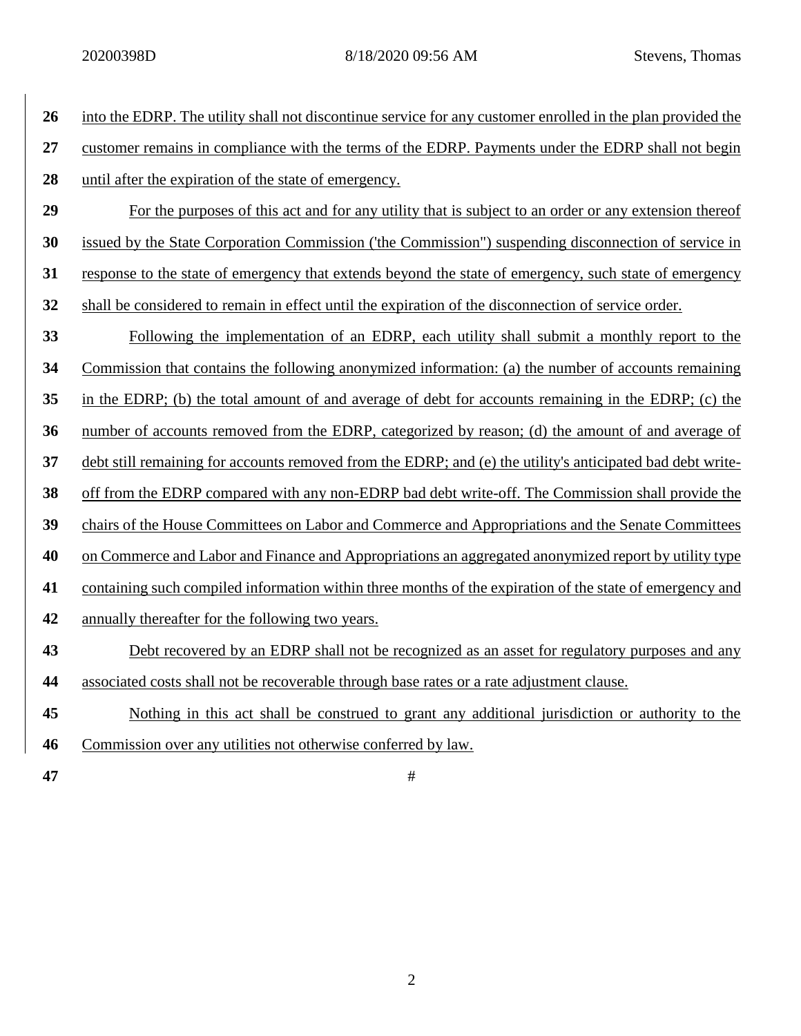into the EDRP. The utility shall not discontinue service for any customer enrolled in the plan provided the customer remains in compliance with the terms of the EDRP. Payments under the EDRP shall not begin until after the expiration of the state of emergency.

For the purposes of this act and for any utility that is subject to an order or any extension thereof issued by the State Corporation Commission ('the Commission") suspending disconnection of service in response to the state of emergency that extends beyond the state of emergency, such state of emergency shall be considered to remain in effect until the expiration of the disconnection of service order.

Following the implementation of an EDRP, each utility shall submit a monthly report to the Commission that contains the following anonymized information: (a) the number of accounts remaining in the EDRP; (b) the total amount of and average of debt for accounts remaining in the EDRP; (c) the number of accounts removed from the EDRP, categorized by reason; (d) the amount of and average of debt still remaining for accounts removed from the EDRP; and (e) the utility's anticipated bad debt write-off from the EDRP compared with any non-EDRP bad debt write-off. The Commission shall provide the chairs of the House Committees on Labor and Commerce and Appropriations and the Senate Committees on Commerce and Labor and Finance and Appropriations an aggregated anonymized report by utility type containing such compiled information within three months of the expiration of the state of emergency and annually thereafter for the following two years.

Debt recovered by an EDRP shall not be recognized as an asset for regulatory purposes and any associated costs shall not be recoverable through base rates or a rate adjustment clause.

Nothing in this act shall be construed to grant any additional jurisdiction or authority to the Commission over any utilities not otherwise conferred by law.

#